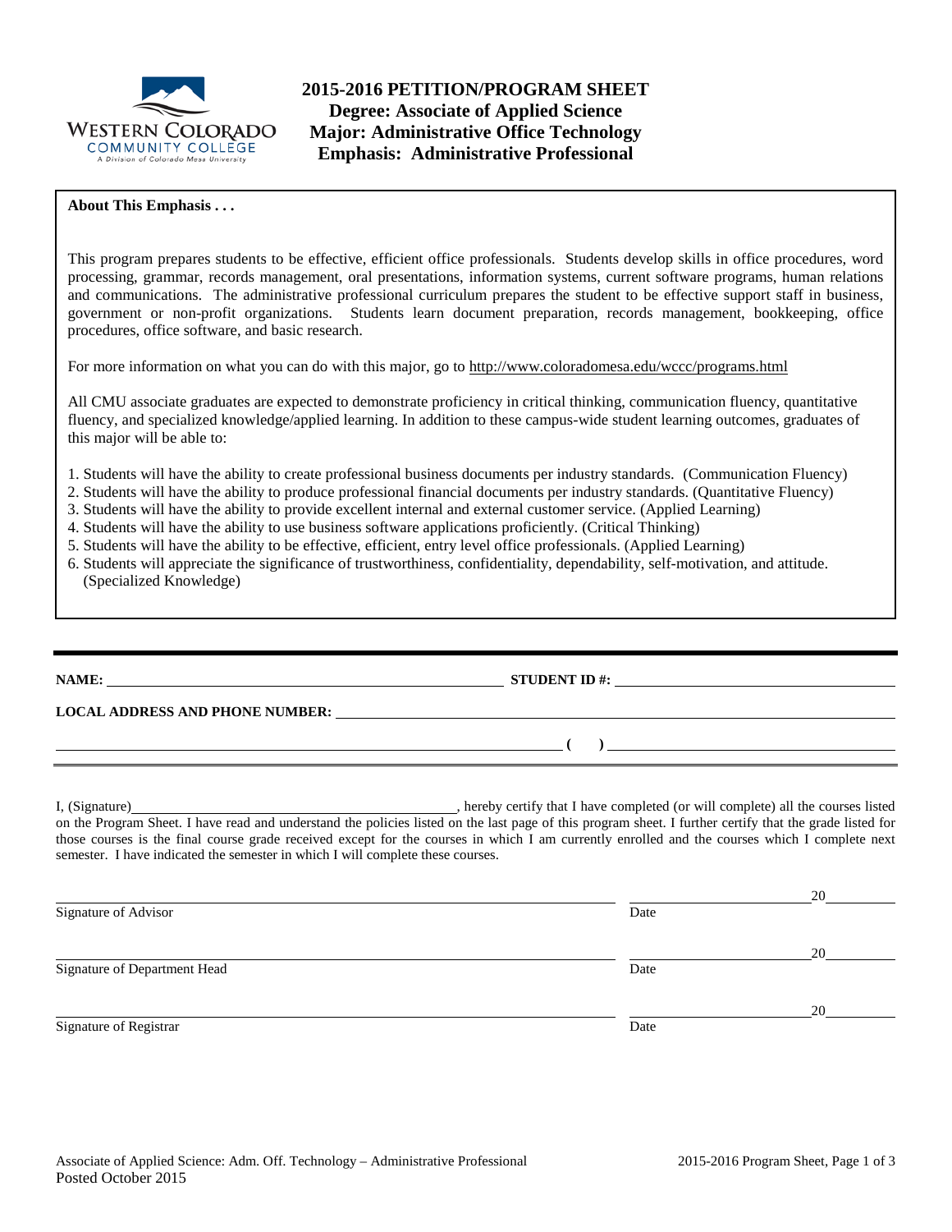# 2015-2016 PETITION/PROGRAM SHEET
## Degree: Associate of Applied Science
## Major: Administrative Office Technology
## Emphasis: Administrative Professional

**About This Emphasis . . .**

This program prepares students to be effective, efficient office professionals. Students develop skills in office procedures, word processing, grammar, records management, oral presentations, information systems, current software programs, human relations and communications. The administrative professional curriculum prepares the student to be effective support staff in business, government or non-profit organizations. Students learn document preparation, records management, bookkeeping, office procedures, office software, and basic research.

For more information on what you can do with this major, go to http://www.coloradomesa.edu/wccc/programs.html

All CMU associate graduates are expected to demonstrate proficiency in critical thinking, communication fluency, quantitative fluency, and specialized knowledge/applied learning. In addition to these campus-wide student learning outcomes, graduates of this major will be able to:

1. Students will have the ability to create professional business documents per industry standards. (Communication Fluency)
2. Students will have the ability to produce professional financial documents per industry standards. (Quantitative Fluency)
3. Students will have the ability to provide excellent internal and external customer service. (Applied Learning)
4. Students will have the ability to use business software applications proficiently. (Critical Thinking)
5. Students will have the ability to be effective, efficient, entry level office professionals. (Applied Learning)
6. Students will appreciate the significance of trustworthiness, confidentiality, dependability, self-motivation, and attitude. (Specialized Knowledge)

---

**NAME:** ______________________________ **STUDENT ID #:** ______________________________

**LOCAL ADDRESS AND PHONE NUMBER:** ______________________________

______________________________ **( )** ______________________________

---

I, (Signature)______________________________, hereby certify that I have completed (or will complete) all the courses listed on the Program Sheet. I have read and understand the policies listed on the last page of this program sheet. I further certify that the grade listed for those courses is the final course grade received except for the courses in which I am currently enrolled and the courses which I complete next semester. I have indicated the semester in which I will complete these courses.

______________________________ ______________ 20______
Signature of Advisor Date

______________________________ ______________ 20______
Signature of Department Head Date

______________________________ ______________ 20______
Signature of Registrar Date

Associate of Applied Science: Adm. Off. Technology – Administrative Professional
Posted October 2015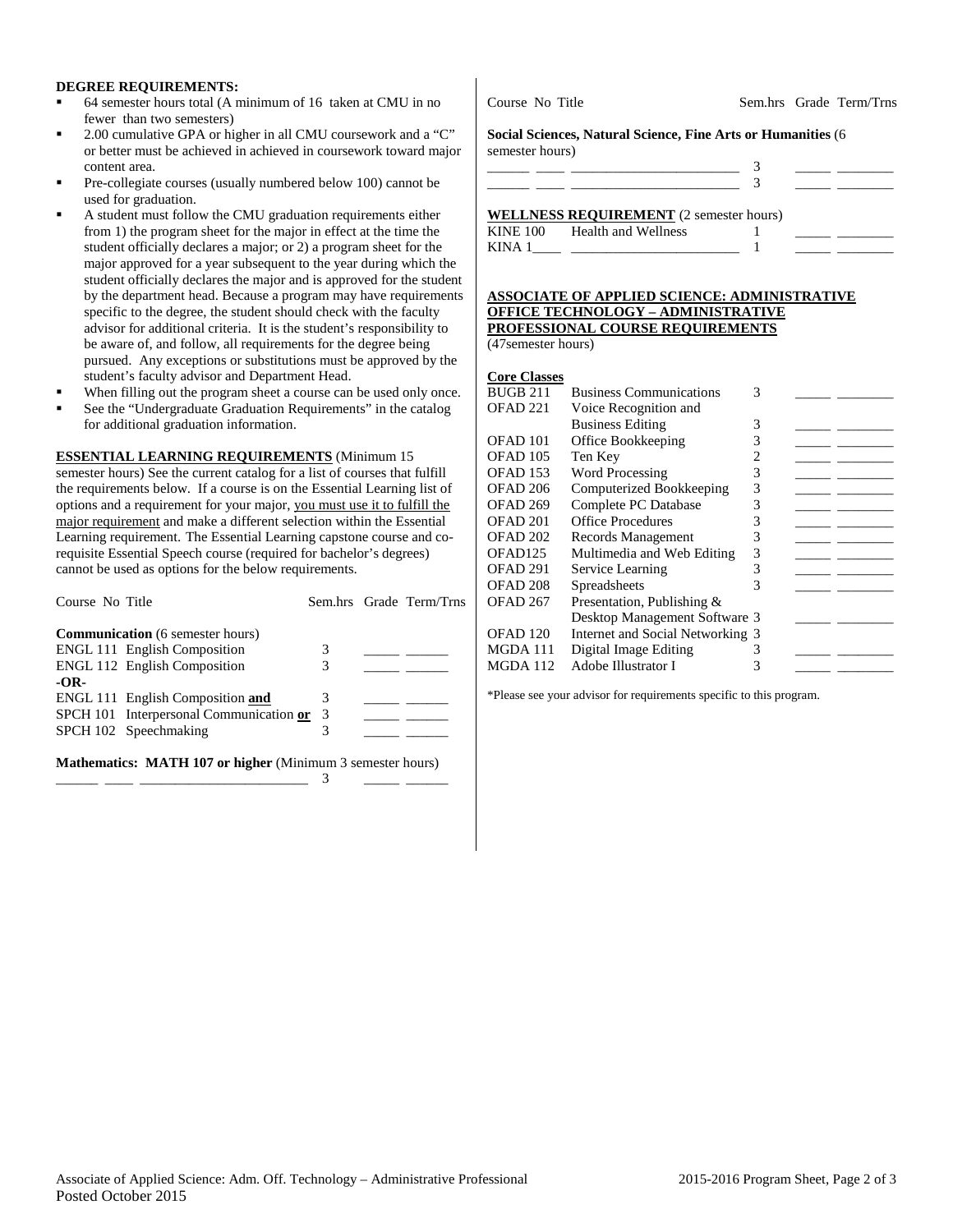**DEGREE REQUIREMENTS:**

- 64 semester hours total (A minimum of 16 taken at CMU in no fewer than two semesters)
- 2.00 cumulative GPA or higher in all CMU coursework and a "C" or better must be achieved in achieved in coursework toward major content area.
- Pre-collegiate courses (usually numbered below 100) cannot be used for graduation.
- A student must follow the CMU graduation requirements either from 1) the program sheet for the major in effect at the time the student officially declares a major; or 2) a program sheet for the major approved for a year subsequent to the year during which the student officially declares the major and is approved for the student by the department head. Because a program may have requirements specific to the degree, the student should check with the faculty advisor for additional criteria. It is the student's responsibility to be aware of, and follow, all requirements for the degree being pursued. Any exceptions or substitutions must be approved by the student's faculty advisor and Department Head.
- When filling out the program sheet a course can be used only once.
- See the "Undergraduate Graduation Requirements" in the catalog for additional graduation information.

**ESSENTIAL LEARNING REQUIREMENTS** (Minimum 15 semester hours) See the current catalog for a list of courses that fulfill the requirements below. If a course is on the Essential Learning list of options and a requirement for your major, you must use it to fulfill the major requirement and make a different selection within the Essential Learning requirement. The Essential Learning capstone course and co-requisite Essential Speech course (required for bachelor's degrees) cannot be used as options for the below requirements.

| Course No | Title | Sem.hrs | Grade | Term/Trns |
|---|---|---|---|---|
| **Communication** (6 semester hours) | | | | |
| ENGL 111 | English Composition | 3 | _____ | ______ |
| ENGL 112 | English Composition | 3 | _____ | ______ |
| **-OR-** | | | | |
| ENGL 111 | English Composition **and** | 3 | _____ | ______ |
| SPCH 101 | Interpersonal Communication **or** | 3 | _____ | ______ |
| SPCH 102 | Speechmaking | 3 | _____ | ______ |
| **Mathematics: MATH 107 or higher** (Minimum 3 semester hours) | | | | |
| ______ ____ | ________________________ | 3 | _____ | ______ |
| **Social Sciences, Natural Science, Fine Arts or Humanities** (6 semester hours) | | | | |
| ______ ____ | ________________________ | 3 | _____ | ________ |
| ______ ____ | ________________________ | 3 | _____ | ________ |

**WELLNESS REQUIREMENT** (2 semester hours)

| Course No | Title | Sem.hrs | Grade | Term/Trns |
|---|---|---|---|---|
| KINE 100 | Health and Wellness | 1 | _____ | ________ |
| KINA 1____ | ________________________ | 1 | _____ | ________ |

**ASSOCIATE OF APPLIED SCIENCE: ADMINISTRATIVE OFFICE TECHNOLOGY – ADMINISTRATIVE PROFESSIONAL COURSE REQUIREMENTS**
(47semester hours)

**Core Classes**

| Course No | Title | Sem.hrs | Grade | Term/Trns |
|---|---|---|---|---|
| BUGB 211 | Business Communications | 3 | _____ | ________ |
| OFAD 221 | Voice Recognition and Business Editing | 3 | _____ | ________ |
| OFAD 101 | Office Bookkeeping | 3 | _____ | ________ |
| OFAD 105 | Ten Key | 2 | _____ | ________ |
| OFAD 153 | Word Processing | 3 | _____ | ________ |
| OFAD 206 | Computerized Bookkeeping | 3 | _____ | ________ |
| OFAD 269 | Complete PC Database | 3 | _____ | ________ |
| OFAD 201 | Office Procedures | 3 | _____ | ________ |
| OFAD 202 | Records Management | 3 | _____ | ________ |
| OFAD125 | Multimedia and Web Editing | 3 | _____ | ________ |
| OFAD 291 | Service Learning | 3 | _____ | ________ |
| OFAD 208 | Spreadsheets | 3 | _____ | ________ |
| OFAD 267 | Presentation, Publishing & Desktop Management Software | 3 | _____ | ________ |
| OFAD 120 | Internet and Social Networking | 3 | | |
| MGDA 111 | Digital Image Editing | 3 | _____ | ________ |
| MGDA 112 | Adobe Illustrator I | 3 | _____ | ________ |

*Please see your advisor for requirements specific to this program.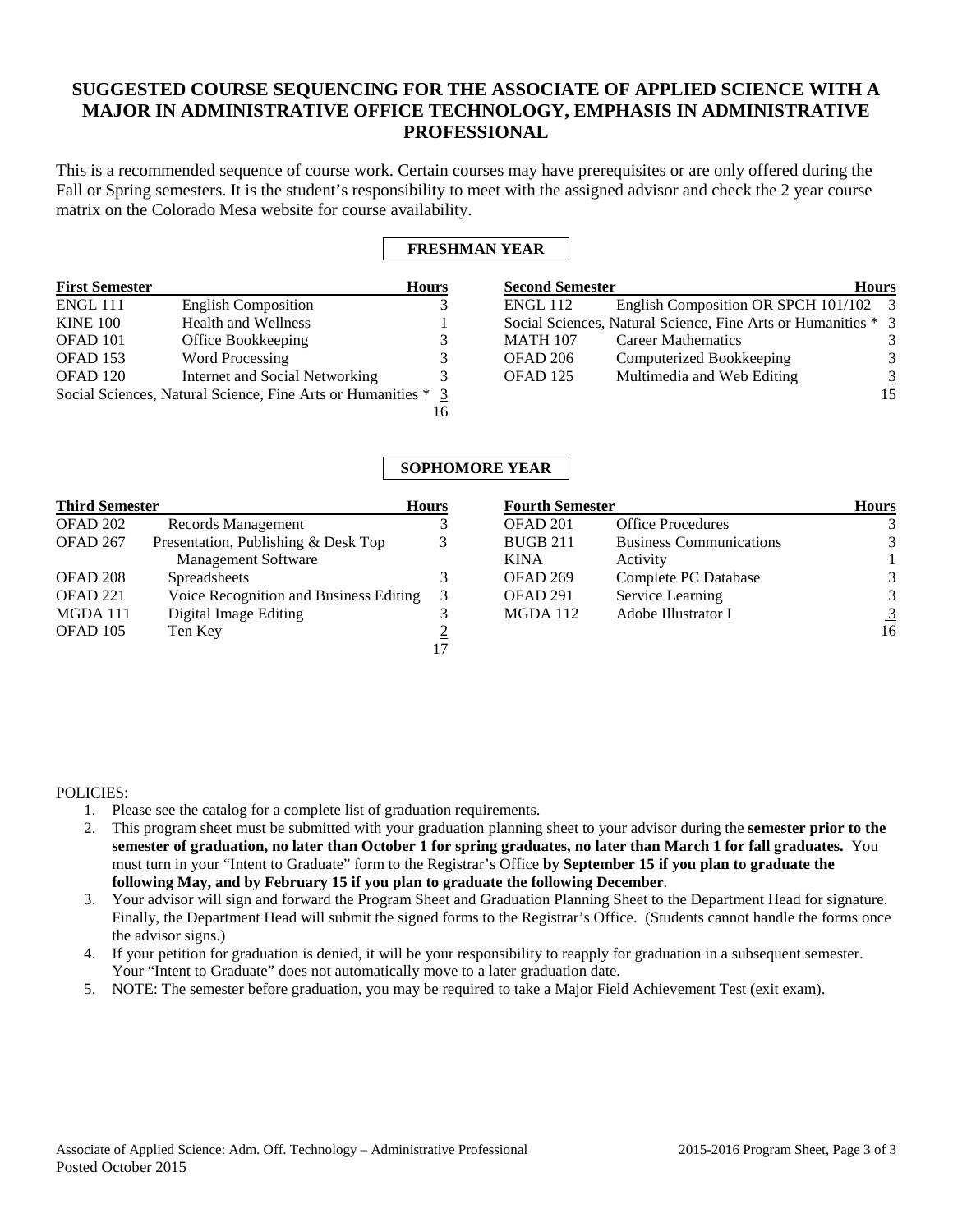# SUGGESTED COURSE SEQUENCING FOR THE ASSOCIATE OF APPLIED SCIENCE WITH A MAJOR IN ADMINISTRATIVE OFFICE TECHNOLOGY, EMPHASIS IN ADMINISTRATIVE PROFESSIONAL

This is a recommended sequence of course work. Certain courses may have prerequisites or are only offered during the Fall or Spring semesters. It is the student's responsibility to meet with the assigned advisor and check the 2 year course matrix on the Colorado Mesa website for course availability.

## FRESHMAN YEAR

| First Semester | | Hours |
|---|---|---|
| ENGL 111 | English Composition | 3 |
| KINE 100 | Health and Wellness | 1 |
| OFAD 101 | Office Bookkeeping | 3 |
| OFAD 153 | Word Processing | 3 |
| OFAD 120 | Internet and Social Networking | 3 |
| Social Sciences, Natural Science, Fine Arts or Humanities * | | 3 |
| | | 16 |

| Second Semester | | Hours |
|---|---|---|
| ENGL 112 | English Composition OR SPCH 101/102 | 3 |
| Social Sciences, Natural Science, Fine Arts or Humanities * | | 3 |
| MATH 107 | Career Mathematics | 3 |
| OFAD 206 | Computerized Bookkeeping | 3 |
| OFAD 125 | Multimedia and Web Editing | 3 |
| | | 15 |

## SOPHOMORE YEAR

| Third Semester | | Hours |
|---|---|---|
| OFAD 202 | Records Management | 3 |
| OFAD 267 | Presentation, Publishing & Desk Top Management Software | 3 |
| OFAD 208 | Spreadsheets | 3 |
| OFAD 221 | Voice Recognition and Business Editing | 3 |
| MGDA 111 | Digital Image Editing | 3 |
| OFAD 105 | Ten Key | 2 |
| | | 17 |

| Fourth Semester | | Hours |
|---|---|---|
| OFAD 201 | Office Procedures | 3 |
| BUGB 211 | Business Communications | 3 |
| KINA | Activity | 1 |
| OFAD 269 | Complete PC Database | 3 |
| OFAD 291 | Service Learning | 3 |
| MGDA 112 | Adobe Illustrator I | 3 |
| | | 16 |

POLICIES:

1. Please see the catalog for a complete list of graduation requirements.
2. This program sheet must be submitted with your graduation planning sheet to your advisor during the **semester prior to the semester of graduation, no later than October 1 for spring graduates, no later than March 1 for fall graduates.** You must turn in your "Intent to Graduate" form to the Registrar's Office **by September 15 if you plan to graduate the following May, and by February 15 if you plan to graduate the following December**.
3. Your advisor will sign and forward the Program Sheet and Graduation Planning Sheet to the Department Head for signature. Finally, the Department Head will submit the signed forms to the Registrar's Office. (Students cannot handle the forms once the advisor signs.)
4. If your petition for graduation is denied, it will be your responsibility to reapply for graduation in a subsequent semester. Your "Intent to Graduate" does not automatically move to a later graduation date.
5. NOTE: The semester before graduation, you may be required to take a Major Field Achievement Test (exit exam).